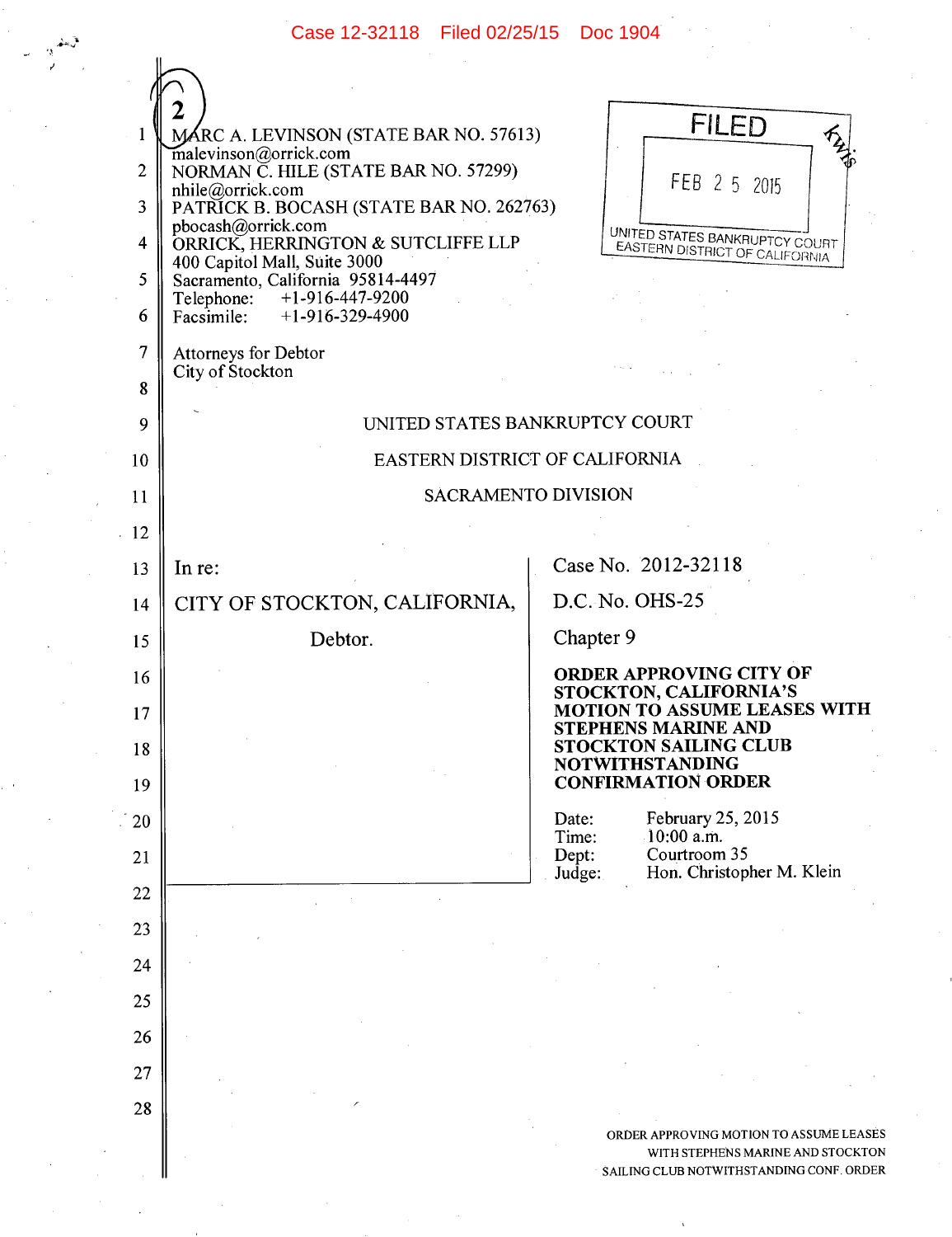MARC A. LEVINSON (STATE BAR NO. 57613)
malevinson@orrick.com
NORMAN C. HILE (STATE BAR NO. 57299)
nhile@orrick.com
PATRICK B. BOCASH (STATE BAR NO. 262763)
pbocash@orrick.com
ORRICK, HERRINGTON & SUTCLIFFE LLP
400 Capitol Mall, Suite 3000
Sacramento, California 95814-4497
Telephone: +1-916-447-9200
Facsimile: +1-916-329-4900

Attorneys for Debtor
City of Stockton

FILED
FEB 25 2015
UNITED STATES BANKRUPTCY COURT
EASTERN DISTRICT OF CALIFORNIA

UNITED STATES BANKRUPTCY COURT

EASTERN DISTRICT OF CALIFORNIA

SACRAMENTO DIVISION

| In re: | Case No. 2012-32118 |
|---|---|
| CITY OF STOCKTON, CALIFORNIA, | D.C. No. OHS-25 |
| Debtor. | Chapter 9 |
| | **ORDER APPROVING CITY OF STOCKTON, CALIFORNIA'S MOTION TO ASSUME LEASES WITH STEPHENS MARINE AND STOCKTON SAILING CLUB NOTWITHSTANDING CONFIRMATION ORDER** |
| | Date: February 25, 2015<br>Time: 10:00 a.m.<br>Dept: Courtroom 35<br>Judge: Hon. Christopher M. Klein |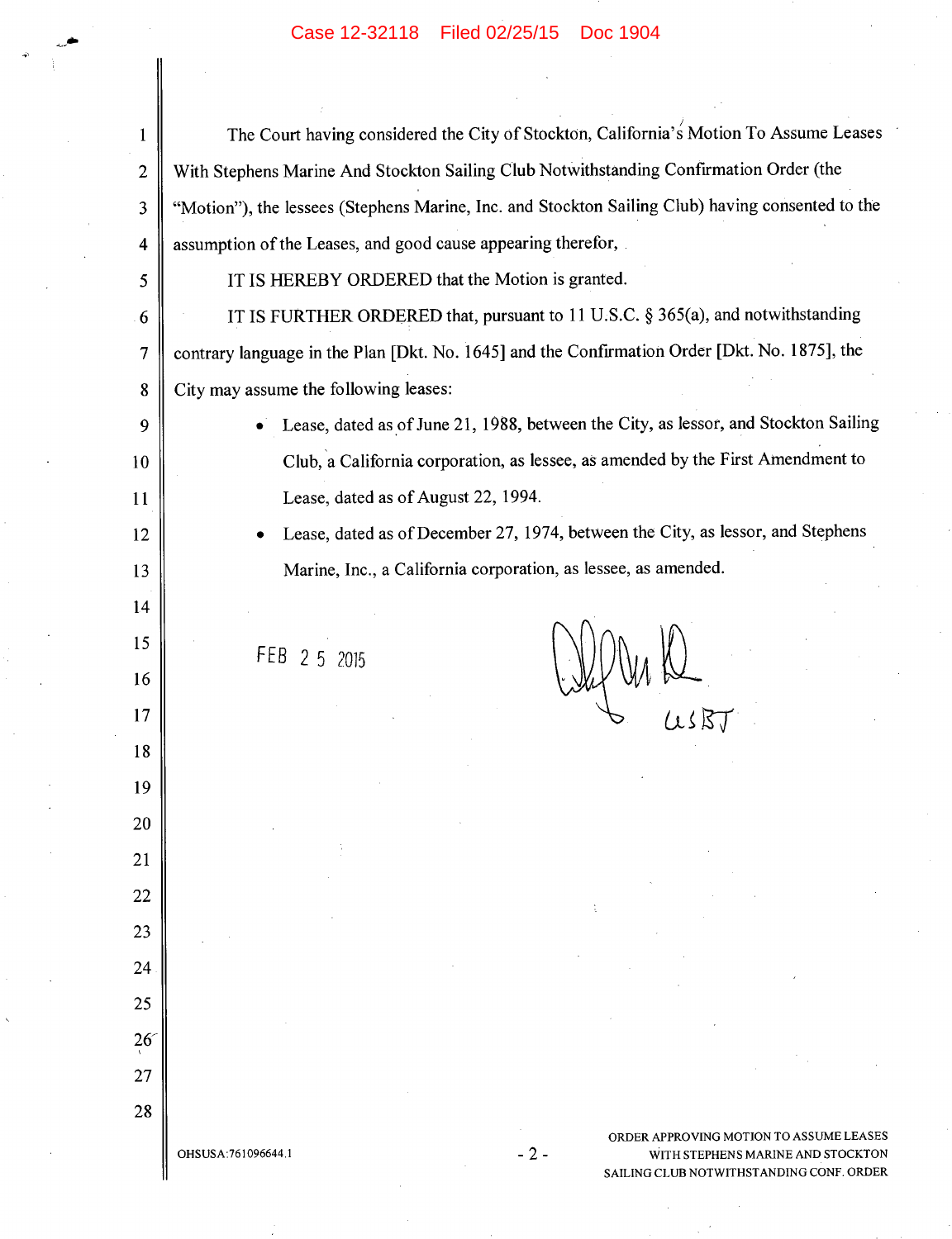The Court having considered the City of Stockton, California's Motion To Assume Leases With Stephens Marine And Stockton Sailing Club Notwithstanding Confirmation Order (the "Motion"), the lessees (Stephens Marine, Inc. and Stockton Sailing Club) having consented to the assumption of the Leases, and good cause appearing therefor,

IT IS HEREBY ORDERED that the Motion is granted.

IT IS FURTHER ORDERED that, pursuant to 11 U.S.C. § 365(a), and notwithstanding contrary language in the Plan [Dkt. No. 1645] and the Confirmation Order [Dkt. No. 1875], the City may assume the following leases:

- Lease, dated as of June 21, 1988, between the City, as lessor, and Stockton Sailing Club, a California corporation, as lessee, as amended by the First Amendment to Lease, dated as of August 22, 1994.
- Lease, dated as of December 27, 1974, between the City, as lessor, and Stephens Marine, Inc., a California corporation, as lessee, as amended.

FEB 25 2015

USBJ

OHSUSA:761096644.1

ORDER APPROVING MOTION TO ASSUME LEASES WITH STEPHENS MARINE AND STOCKTON SAILING CLUB NOTWITHSTANDING CONF. ORDER